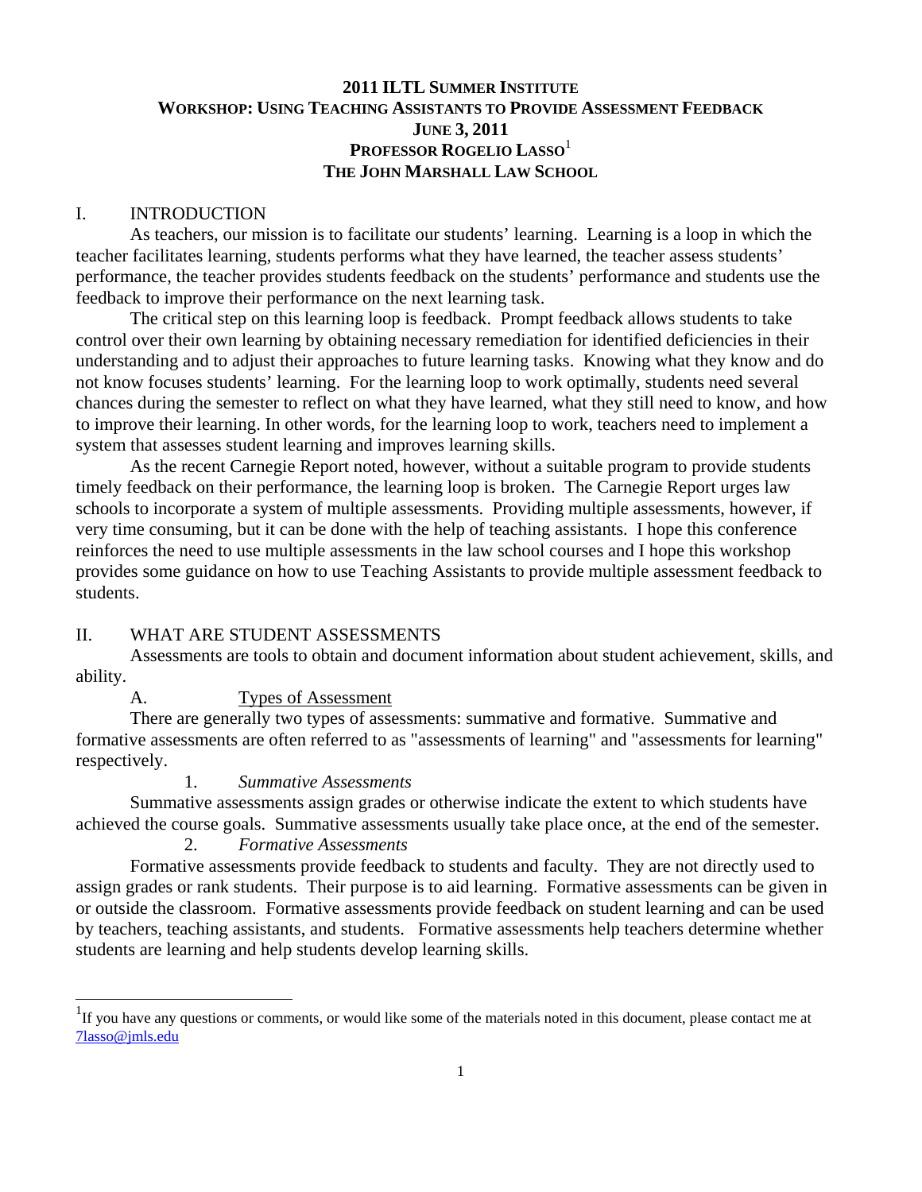# 2011 ILTL SUMMER INSTITUTE
## WORKSHOP: USING TEACHING ASSISTANTS TO PROVIDE ASSESSMENT FEEDBACK
### JUNE 3, 2011
### PROFESSOR ROGELIO LASSO[1]
### THE JOHN MARSHALL LAW SCHOOL

## I. INTRODUCTION

As teachers, our mission is to facilitate our students' learning. Learning is a loop in which the teacher facilitates learning, students performs what they have learned, the teacher assess students' performance, the teacher provides students feedback on the students' performance and students use the feedback to improve their performance on the next learning task.

The critical step on this learning loop is feedback. Prompt feedback allows students to take control over their own learning by obtaining necessary remediation for identified deficiencies in their understanding and to adjust their approaches to future learning tasks. Knowing what they know and do not know focuses students' learning. For the learning loop to work optimally, students need several chances during the semester to reflect on what they have learned, what they still need to know, and how to improve their learning. In other words, for the learning loop to work, teachers need to implement a system that assesses student learning and improves learning skills.

As the recent Carnegie Report noted, however, without a suitable program to provide students timely feedback on their performance, the learning loop is broken. The Carnegie Report urges law schools to incorporate a system of multiple assessments. Providing multiple assessments, however, if very time consuming, but it can be done with the help of teaching assistants. I hope this conference reinforces the need to use multiple assessments in the law school courses and I hope this workshop provides some guidance on how to use Teaching Assistants to provide multiple assessment feedback to students.

## II. WHAT ARE STUDENT ASSESSMENTS

Assessments are tools to obtain and document information about student achievement, skills, and ability.

### A. Types of Assessment

There are generally two types of assessments: summative and formative. Summative and formative assessments are often referred to as "assessments of learning" and "assessments for learning" respectively.

#### 1. *Summative Assessments*

Summative assessments assign grades or otherwise indicate the extent to which students have achieved the course goals. Summative assessments usually take place once, at the end of the semester.

#### 2. *Formative Assessments*

Formative assessments provide feedback to students and faculty. They are not directly used to assign grades or rank students. Their purpose is to aid learning. Formative assessments can be given in or outside the classroom. Formative assessments provide feedback on student learning and can be used by teachers, teaching assistants, and students. Formative assessments help teachers determine whether students are learning and help students develop learning skills.

---

[1] If you have any questions or comments, or would like some of the materials noted in this document, please contact me at 7lasso@jmls.edu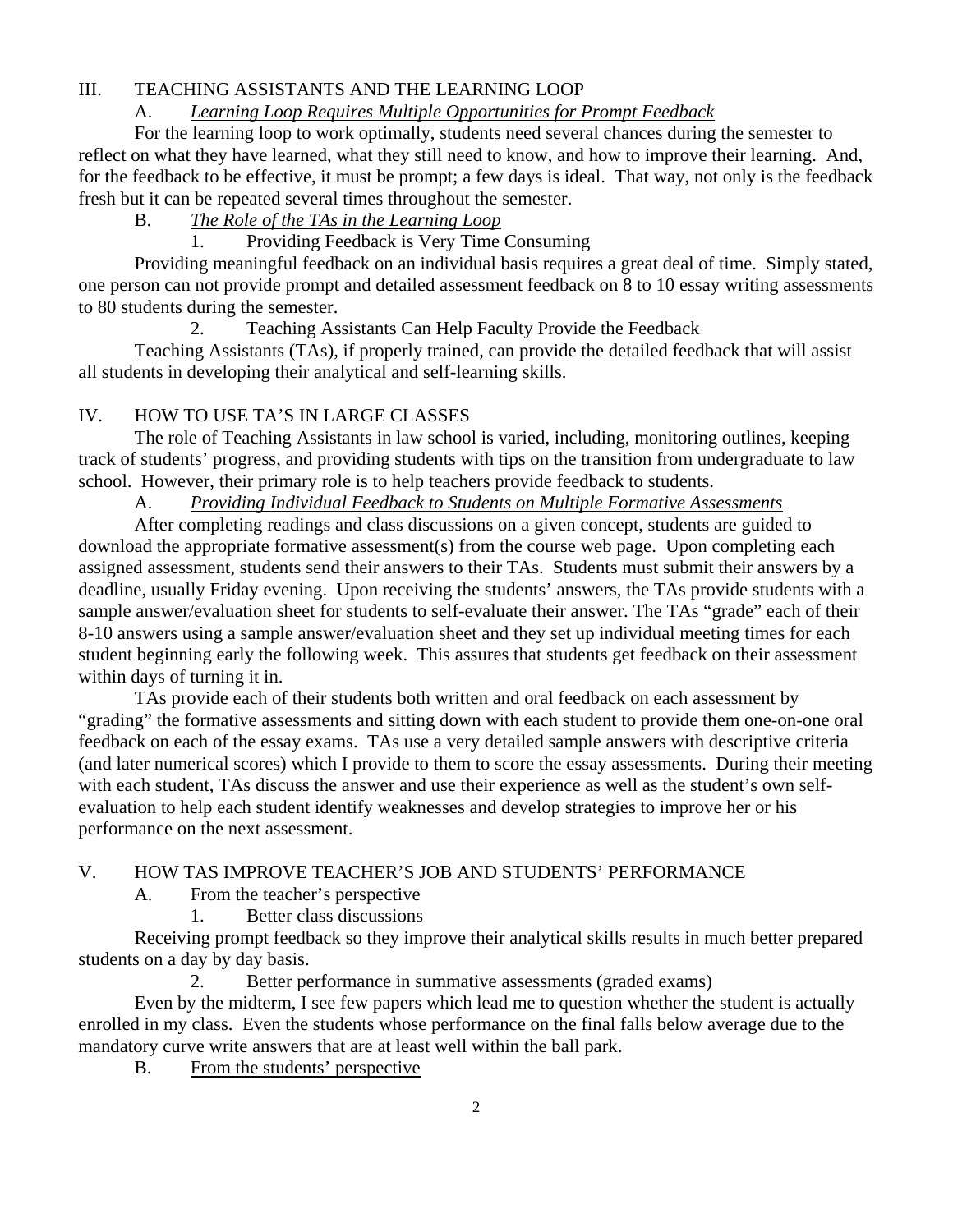## III. TEACHING ASSISTANTS AND THE LEARNING LOOP

### A. *Learning Loop Requires Multiple Opportunities for Prompt Feedback*

For the learning loop to work optimally, students need several chances during the semester to reflect on what they have learned, what they still need to know, and how to improve their learning. And, for the feedback to be effective, it must be prompt; a few days is ideal. That way, not only is the feedback fresh but it can be repeated several times throughout the semester.

### B. *The Role of the TAs in the Learning Loop*

#### 1. Providing Feedback is Very Time Consuming

Providing meaningful feedback on an individual basis requires a great deal of time. Simply stated, one person can not provide prompt and detailed assessment feedback on 8 to 10 essay writing assessments to 80 students during the semester.

#### 2. Teaching Assistants Can Help Faculty Provide the Feedback

Teaching Assistants (TAs), if properly trained, can provide the detailed feedback that will assist all students in developing their analytical and self-learning skills.

## IV. HOW TO USE TA'S IN LARGE CLASSES

The role of Teaching Assistants in law school is varied, including, monitoring outlines, keeping track of students' progress, and providing students with tips on the transition from undergraduate to law school. However, their primary role is to help teachers provide feedback to students.

### A. *Providing Individual Feedback to Students on Multiple Formative Assessments*

After completing readings and class discussions on a given concept, students are guided to download the appropriate formative assessment(s) from the course web page. Upon completing each assigned assessment, students send their answers to their TAs. Students must submit their answers by a deadline, usually Friday evening. Upon receiving the students' answers, the TAs provide students with a sample answer/evaluation sheet for students to self-evaluate their answer. The TAs "grade" each of their 8-10 answers using a sample answer/evaluation sheet and they set up individual meeting times for each student beginning early the following week. This assures that students get feedback on their assessment within days of turning it in.

TAs provide each of their students both written and oral feedback on each assessment by "grading" the formative assessments and sitting down with each student to provide them one-on-one oral feedback on each of the essay exams. TAs use a very detailed sample answers with descriptive criteria (and later numerical scores) which I provide to them to score the essay assessments. During their meeting with each student, TAs discuss the answer and use their experience as well as the student's own self-evaluation to help each student identify weaknesses and develop strategies to improve her or his performance on the next assessment.

## V. HOW TAS IMPROVE TEACHER'S JOB AND STUDENTS' PERFORMANCE

### A. From the teacher's perspective

#### 1. Better class discussions

Receiving prompt feedback so they improve their analytical skills results in much better prepared students on a day by day basis.

#### 2. Better performance in summative assessments (graded exams)

Even by the midterm, I see few papers which lead me to question whether the student is actually enrolled in my class. Even the students whose performance on the final falls below average due to the mandatory curve write answers that are at least well within the ball park.

### B. From the students' perspective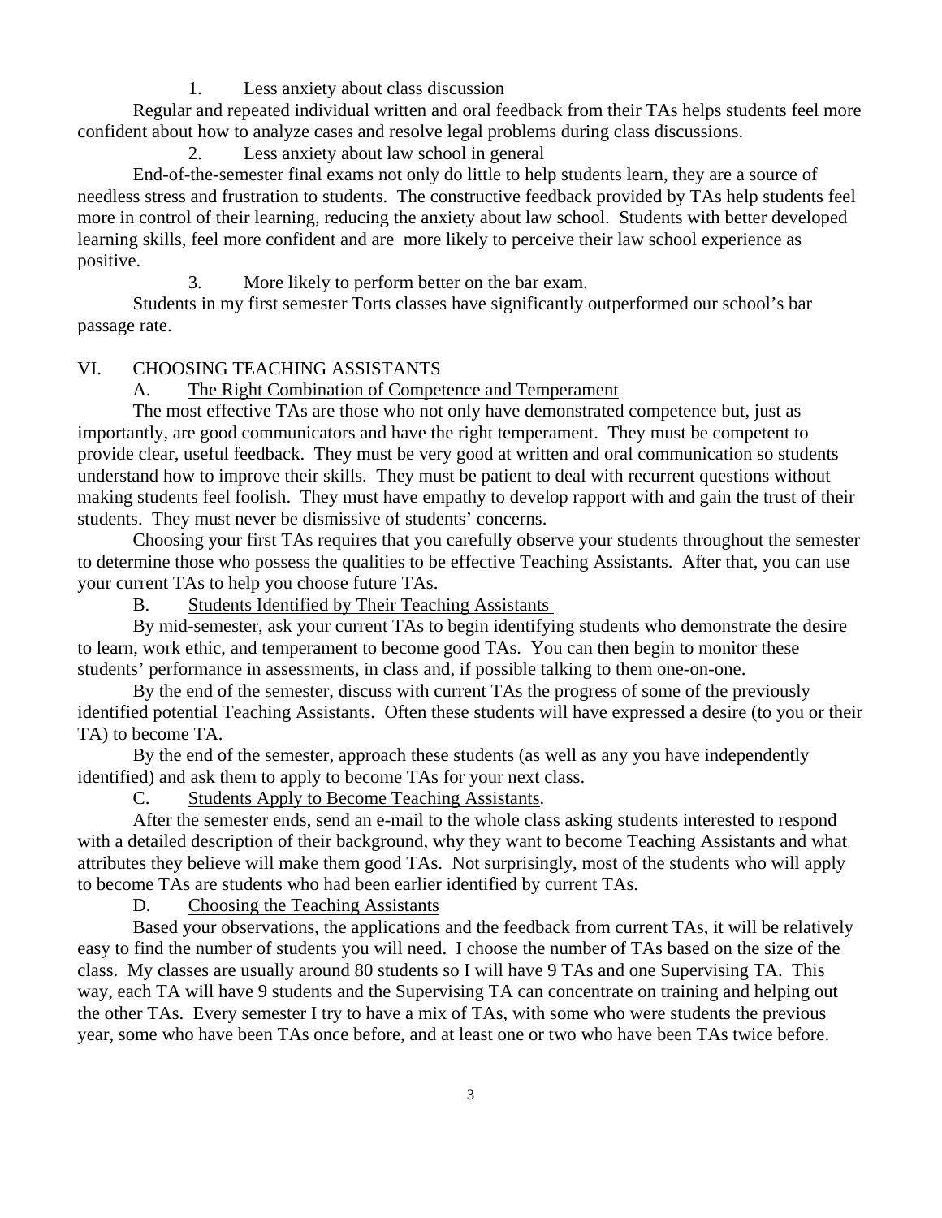1. Less anxiety about class discussion

Regular and repeated individual written and oral feedback from their TAs helps students feel more confident about how to analyze cases and resolve legal problems during class discussions.

2. Less anxiety about law school in general

End-of-the-semester final exams not only do little to help students learn, they are a source of needless stress and frustration to students. The constructive feedback provided by TAs help students feel more in control of their learning, reducing the anxiety about law school. Students with better developed learning skills, feel more confident and are more likely to perceive their law school experience as positive.

3. More likely to perform better on the bar exam.

Students in my first semester Torts classes have significantly outperformed our school's bar passage rate.

## VI. CHOOSING TEACHING ASSISTANTS

### A. The Right Combination of Competence and Temperament

The most effective TAs are those who not only have demonstrated competence but, just as importantly, are good communicators and have the right temperament. They must be competent to provide clear, useful feedback. They must be very good at written and oral communication so students understand how to improve their skills. They must be patient to deal with recurrent questions without making students feel foolish. They must have empathy to develop rapport with and gain the trust of their students. They must never be dismissive of students' concerns.

Choosing your first TAs requires that you carefully observe your students throughout the semester to determine those who possess the qualities to be effective Teaching Assistants. After that, you can use your current TAs to help you choose future TAs.

### B. Students Identified by Their Teaching Assistants

By mid-semester, ask your current TAs to begin identifying students who demonstrate the desire to learn, work ethic, and temperament to become good TAs. You can then begin to monitor these students' performance in assessments, in class and, if possible talking to them one-on-one.

By the end of the semester, discuss with current TAs the progress of some of the previously identified potential Teaching Assistants. Often these students will have expressed a desire (to you or their TA) to become TA.

By the end of the semester, approach these students (as well as any you have independently identified) and ask them to apply to become TAs for your next class.

### C. Students Apply to Become Teaching Assistants.

After the semester ends, send an e-mail to the whole class asking students interested to respond with a detailed description of their background, why they want to become Teaching Assistants and what attributes they believe will make them good TAs. Not surprisingly, most of the students who will apply to become TAs are students who had been earlier identified by current TAs.

### D. Choosing the Teaching Assistants

Based your observations, the applications and the feedback from current TAs, it will be relatively easy to find the number of students you will need. I choose the number of TAs based on the size of the class. My classes are usually around 80 students so I will have 9 TAs and one Supervising TA. This way, each TA will have 9 students and the Supervising TA can concentrate on training and helping out the other TAs. Every semester I try to have a mix of TAs, with some who were students the previous year, some who have been TAs once before, and at least one or two who have been TAs twice before.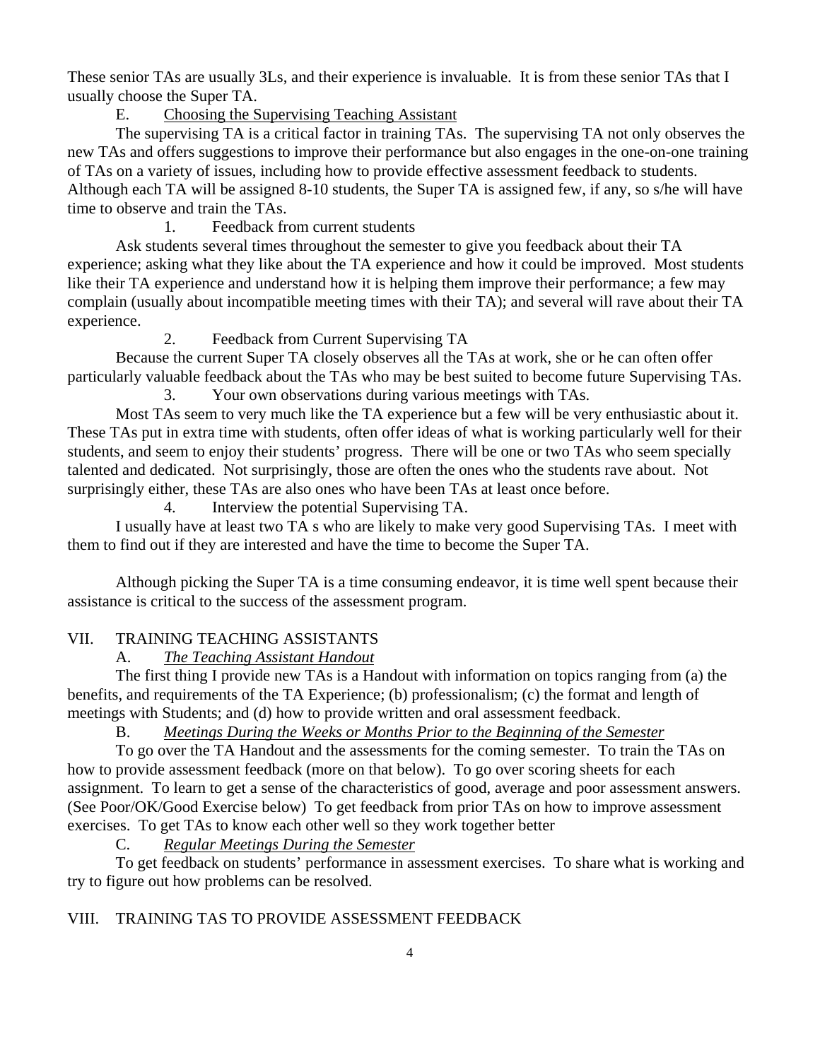These senior TAs are usually 3Ls, and their experience is invaluable. It is from these senior TAs that I usually choose the Super TA.

E. Choosing the Supervising Teaching Assistant

The supervising TA is a critical factor in training TAs. The supervising TA not only observes the new TAs and offers suggestions to improve their performance but also engages in the one-on-one training of TAs on a variety of issues, including how to provide effective assessment feedback to students. Although each TA will be assigned 8-10 students, the Super TA is assigned few, if any, so s/he will have time to observe and train the TAs.

1. Feedback from current students

Ask students several times throughout the semester to give you feedback about their TA experience; asking what they like about the TA experience and how it could be improved. Most students like their TA experience and understand how it is helping them improve their performance; a few may complain (usually about incompatible meeting times with their TA); and several will rave about their TA experience.

2. Feedback from Current Supervising TA

Because the current Super TA closely observes all the TAs at work, she or he can often offer particularly valuable feedback about the TAs who may be best suited to become future Supervising TAs.

3. Your own observations during various meetings with TAs.

Most TAs seem to very much like the TA experience but a few will be very enthusiastic about it. These TAs put in extra time with students, often offer ideas of what is working particularly well for their students, and seem to enjoy their students' progress. There will be one or two TAs who seem specially talented and dedicated. Not surprisingly, those are often the ones who the students rave about. Not surprisingly either, these TAs are also ones who have been TAs at least once before.

4. Interview the potential Supervising TA.

I usually have at least two TA s who are likely to make very good Supervising TAs. I meet with them to find out if they are interested and have the time to become the Super TA.

Although picking the Super TA is a time consuming endeavor, it is time well spent because their assistance is critical to the success of the assessment program.

## VII. TRAINING TEACHING ASSISTANTS

A. *The Teaching Assistant Handout*

The first thing I provide new TAs is a Handout with information on topics ranging from (a) the benefits, and requirements of the TA Experience; (b) professionalism; (c) the format and length of meetings with Students; and (d) how to provide written and oral assessment feedback.

B. *Meetings During the Weeks or Months Prior to the Beginning of the Semester*

To go over the TA Handout and the assessments for the coming semester. To train the TAs on how to provide assessment feedback (more on that below). To go over scoring sheets for each assignment. To learn to get a sense of the characteristics of good, average and poor assessment answers. (See Poor/OK/Good Exercise below) To get feedback from prior TAs on how to improve assessment exercises. To get TAs to know each other well so they work together better

C. *Regular Meetings During the Semester*

To get feedback on students' performance in assessment exercises. To share what is working and try to figure out how problems can be resolved.

## VIII. TRAINING TAS TO PROVIDE ASSESSMENT FEEDBACK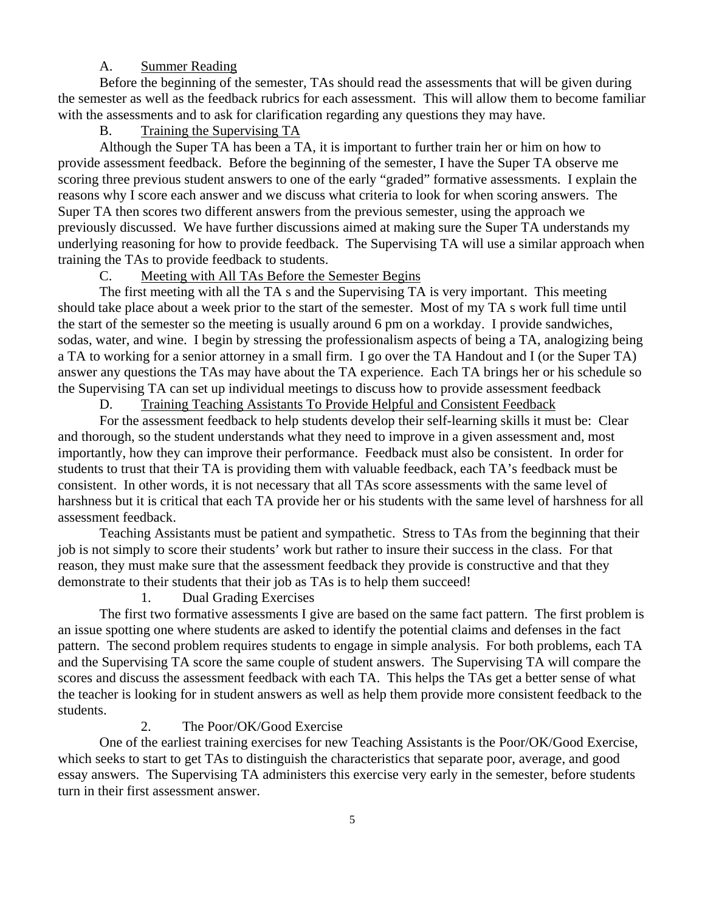### A. Summer Reading

Before the beginning of the semester, TAs should read the assessments that will be given during the semester as well as the feedback rubrics for each assessment. This will allow them to become familiar with the assessments and to ask for clarification regarding any questions they may have.

### B. Training the Supervising TA

Although the Super TA has been a TA, it is important to further train her or him on how to provide assessment feedback. Before the beginning of the semester, I have the Super TA observe me scoring three previous student answers to one of the early "graded" formative assessments. I explain the reasons why I score each answer and we discuss what criteria to look for when scoring answers. The Super TA then scores two different answers from the previous semester, using the approach we previously discussed. We have further discussions aimed at making sure the Super TA understands my underlying reasoning for how to provide feedback. The Supervising TA will use a similar approach when training the TAs to provide feedback to students.

### C. Meeting with All TAs Before the Semester Begins

The first meeting with all the TA s and the Supervising TA is very important. This meeting should take place about a week prior to the start of the semester. Most of my TA s work full time until the start of the semester so the meeting is usually around 6 pm on a workday. I provide sandwiches, sodas, water, and wine. I begin by stressing the professionalism aspects of being a TA, analogizing being a TA to working for a senior attorney in a small firm. I go over the TA Handout and I (or the Super TA) answer any questions the TAs may have about the TA experience. Each TA brings her or his schedule so the Supervising TA can set up individual meetings to discuss how to provide assessment feedback

### D. Training Teaching Assistants To Provide Helpful and Consistent Feedback

For the assessment feedback to help students develop their self-learning skills it must be: Clear and thorough, so the student understands what they need to improve in a given assessment and, most importantly, how they can improve their performance. Feedback must also be consistent. In order for students to trust that their TA is providing them with valuable feedback, each TA's feedback must be consistent. In other words, it is not necessary that all TAs score assessments with the same level of harshness but it is critical that each TA provide her or his students with the same level of harshness for all assessment feedback.

Teaching Assistants must be patient and sympathetic. Stress to TAs from the beginning that their job is not simply to score their students' work but rather to insure their success in the class. For that reason, they must make sure that the assessment feedback they provide is constructive and that they demonstrate to their students that their job as TAs is to help them succeed!

#### 1. Dual Grading Exercises

The first two formative assessments I give are based on the same fact pattern. The first problem is an issue spotting one where students are asked to identify the potential claims and defenses in the fact pattern. The second problem requires students to engage in simple analysis. For both problems, each TA and the Supervising TA score the same couple of student answers. The Supervising TA will compare the scores and discuss the assessment feedback with each TA. This helps the TAs get a better sense of what the teacher is looking for in student answers as well as help them provide more consistent feedback to the students.

#### 2. The Poor/OK/Good Exercise

One of the earliest training exercises for new Teaching Assistants is the Poor/OK/Good Exercise, which seeks to start to get TAs to distinguish the characteristics that separate poor, average, and good essay answers. The Supervising TA administers this exercise very early in the semester, before students turn in their first assessment answer.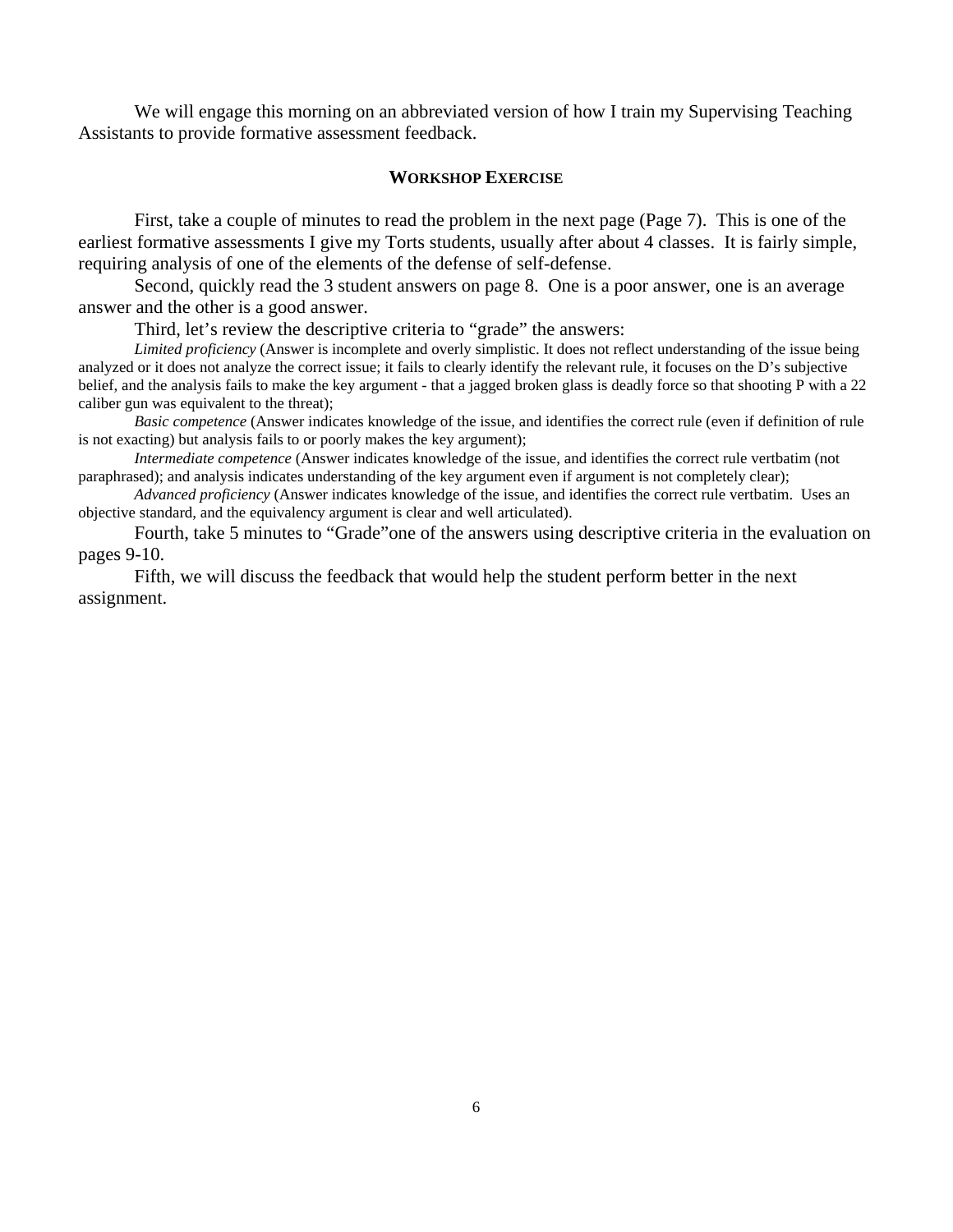We will engage this morning on an abbreviated version of how I train my Supervising Teaching Assistants to provide formative assessment feedback.

## WORKSHOP EXERCISE

First, take a couple of minutes to read the problem in the next page (Page 7). This is one of the earliest formative assessments I give my Torts students, usually after about 4 classes. It is fairly simple, requiring analysis of one of the elements of the defense of self-defense.

Second, quickly read the 3 student answers on page 8. One is a poor answer, one is an average answer and the other is a good answer.

Third, let's review the descriptive criteria to "grade" the answers:

*Limited proficiency* (Answer is incomplete and overly simplistic. It does not reflect understanding of the issue being analyzed or it does not analyze the correct issue; it fails to clearly identify the relevant rule, it focuses on the D's subjective belief, and the analysis fails to make the key argument - that a jagged broken glass is deadly force so that shooting P with a 22 caliber gun was equivalent to the threat);

*Basic competence* (Answer indicates knowledge of the issue, and identifies the correct rule (even if definition of rule is not exacting) but analysis fails to or poorly makes the key argument);

*Intermediate competence* (Answer indicates knowledge of the issue, and identifies the correct rule vertbatim (not paraphrased); and analysis indicates understanding of the key argument even if argument is not completely clear);

*Advanced proficiency* (Answer indicates knowledge of the issue, and identifies the correct rule vertbatim. Uses an objective standard, and the equivalency argument is clear and well articulated).

Fourth, take 5 minutes to "Grade"one of the answers using descriptive criteria in the evaluation on pages 9-10.

Fifth, we will discuss the feedback that would help the student perform better in the next assignment.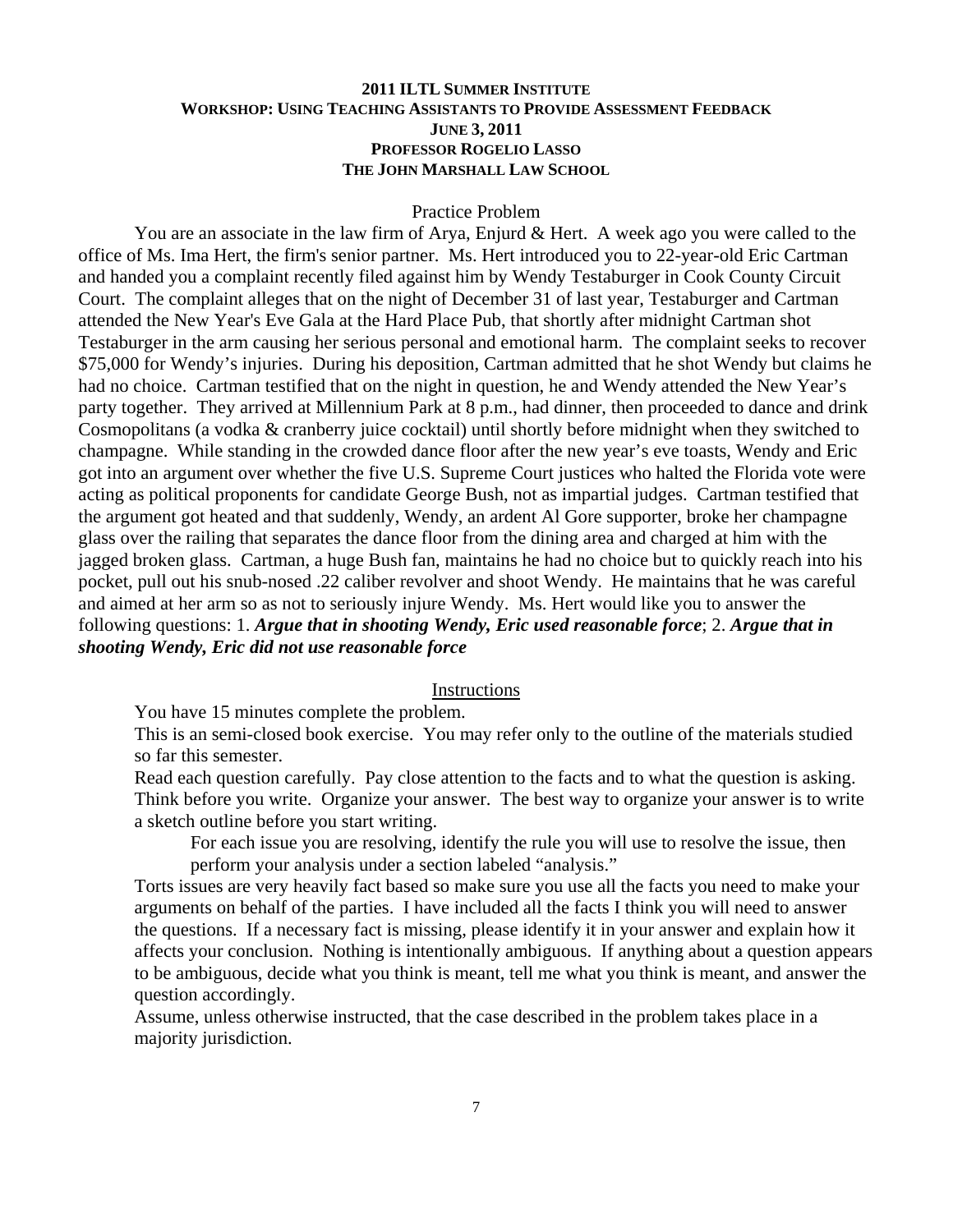**2011 ILTL SUMMER INSTITUTE**
**WORKSHOP: USING TEACHING ASSISTANTS TO PROVIDE ASSESSMENT FEEDBACK**
**JUNE 3, 2011**
**PROFESSOR ROGELIO LASSO**
**THE JOHN MARSHALL LAW SCHOOL**

## Practice Problem

You are an associate in the law firm of Arya, Enjurd & Hert. A week ago you were called to the office of Ms. Ima Hert, the firm's senior partner. Ms. Hert introduced you to 22-year-old Eric Cartman and handed you a complaint recently filed against him by Wendy Testaburger in Cook County Circuit Court. The complaint alleges that on the night of December 31 of last year, Testaburger and Cartman attended the New Year's Eve Gala at the Hard Place Pub, that shortly after midnight Cartman shot Testaburger in the arm causing her serious personal and emotional harm. The complaint seeks to recover \$75,000 for Wendy's injuries. During his deposition, Cartman admitted that he shot Wendy but claims he had no choice. Cartman testified that on the night in question, he and Wendy attended the New Year's party together. They arrived at Millennium Park at 8 p.m., had dinner, then proceeded to dance and drink Cosmopolitans (a vodka & cranberry juice cocktail) until shortly before midnight when they switched to champagne. While standing in the crowded dance floor after the new year's eve toasts, Wendy and Eric got into an argument over whether the five U.S. Supreme Court justices who halted the Florida vote were acting as political proponents for candidate George Bush, not as impartial judges. Cartman testified that the argument got heated and that suddenly, Wendy, an ardent Al Gore supporter, broke her champagne glass over the railing that separates the dance floor from the dining area and charged at him with the jagged broken glass. Cartman, a huge Bush fan, maintains he had no choice but to quickly reach into his pocket, pull out his snub-nosed .22 caliber revolver and shoot Wendy. He maintains that he was careful and aimed at her arm so as not to seriously injure Wendy. Ms. Hert would like you to answer the following questions: 1. ***Argue that in shooting Wendy, Eric used reasonable force***; 2. ***Argue that in shooting Wendy, Eric did not use reasonable force***

## Instructions

You have 15 minutes complete the problem.

This is an semi-closed book exercise. You may refer only to the outline of the materials studied so far this semester.

Read each question carefully. Pay close attention to the facts and to what the question is asking. Think before you write. Organize your answer. The best way to organize your answer is to write a sketch outline before you start writing.

For each issue you are resolving, identify the rule you will use to resolve the issue, then perform your analysis under a section labeled "analysis."

Torts issues are very heavily fact based so make sure you use all the facts you need to make your arguments on behalf of the parties. I have included all the facts I think you will need to answer the questions. If a necessary fact is missing, please identify it in your answer and explain how it affects your conclusion. Nothing is intentionally ambiguous. If anything about a question appears to be ambiguous, decide what you think is meant, tell me what you think is meant, and answer the question accordingly.

Assume, unless otherwise instructed, that the case described in the problem takes place in a majority jurisdiction.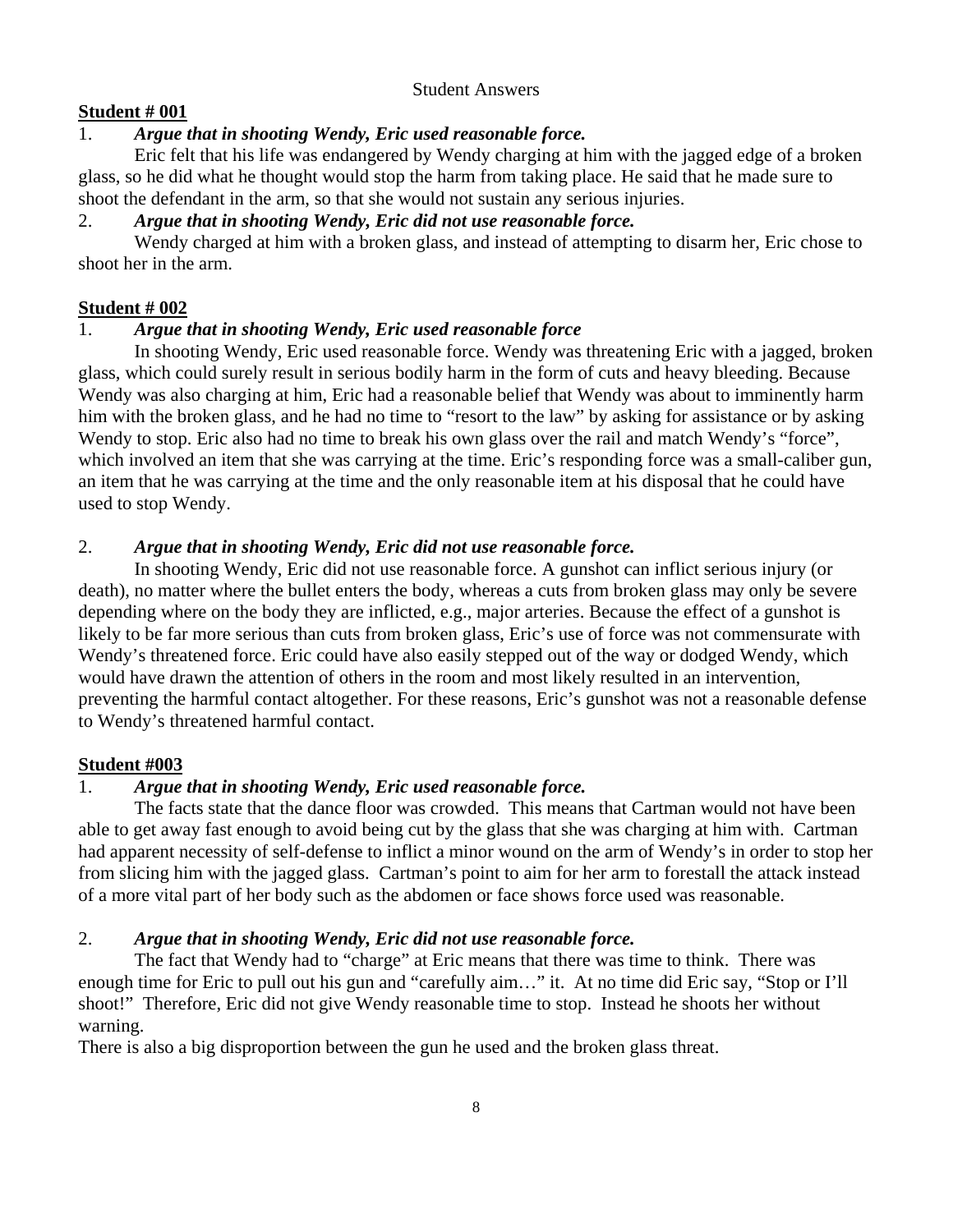Student Answers

**Student # 001**

1. *Argue that in shooting Wendy, Eric used reasonable force.*

Eric felt that his life was endangered by Wendy charging at him with the jagged edge of a broken glass, so he did what he thought would stop the harm from taking place. He said that he made sure to shoot the defendant in the arm, so that she would not sustain any serious injuries.

2. *Argue that in shooting Wendy, Eric did not use reasonable force.*

Wendy charged at him with a broken glass, and instead of attempting to disarm her, Eric chose to shoot her in the arm.

**Student # 002**

1. *Argue that in shooting Wendy, Eric used reasonable force*

In shooting Wendy, Eric used reasonable force. Wendy was threatening Eric with a jagged, broken glass, which could surely result in serious bodily harm in the form of cuts and heavy bleeding. Because Wendy was also charging at him, Eric had a reasonable belief that Wendy was about to imminently harm him with the broken glass, and he had no time to "resort to the law" by asking for assistance or by asking Wendy to stop. Eric also had no time to break his own glass over the rail and match Wendy's "force", which involved an item that she was carrying at the time. Eric's responding force was a small-caliber gun, an item that he was carrying at the time and the only reasonable item at his disposal that he could have used to stop Wendy.

2. *Argue that in shooting Wendy, Eric did not use reasonable force.*

In shooting Wendy, Eric did not use reasonable force. A gunshot can inflict serious injury (or death), no matter where the bullet enters the body, whereas a cuts from broken glass may only be severe depending where on the body they are inflicted, e.g., major arteries. Because the effect of a gunshot is likely to be far more serious than cuts from broken glass, Eric's use of force was not commensurate with Wendy's threatened force. Eric could have also easily stepped out of the way or dodged Wendy, which would have drawn the attention of others in the room and most likely resulted in an intervention, preventing the harmful contact altogether. For these reasons, Eric's gunshot was not a reasonable defense to Wendy's threatened harmful contact.

**Student #003**

1. *Argue that in shooting Wendy, Eric used reasonable force.*

The facts state that the dance floor was crowded. This means that Cartman would not have been able to get away fast enough to avoid being cut by the glass that she was charging at him with. Cartman had apparent necessity of self-defense to inflict a minor wound on the arm of Wendy's in order to stop her from slicing him with the jagged glass. Cartman's point to aim for her arm to forestall the attack instead of a more vital part of her body such as the abdomen or face shows force used was reasonable.

2. *Argue that in shooting Wendy, Eric did not use reasonable force.*

The fact that Wendy had to "charge" at Eric means that there was time to think. There was enough time for Eric to pull out his gun and "carefully aim…" it. At no time did Eric say, "Stop or I'll shoot!" Therefore, Eric did not give Wendy reasonable time to stop. Instead he shoots her without warning.

There is also a big disproportion between the gun he used and the broken glass threat.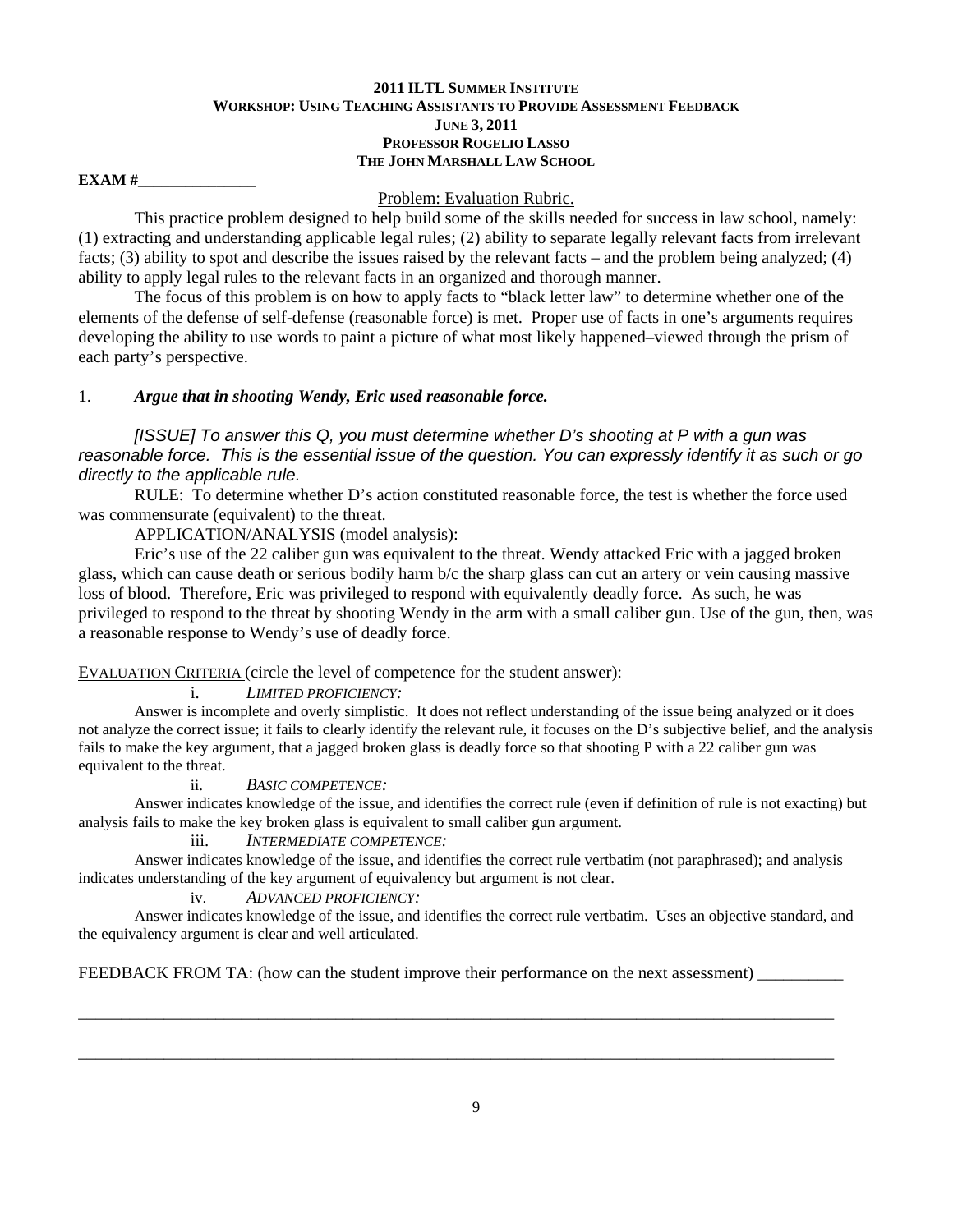**2011 ILTL SUMMER INSTITUTE**
**WORKSHOP: USING TEACHING ASSISTANTS TO PROVIDE ASSESSMENT FEEDBACK**
**JUNE 3, 2011**
**PROFESSOR ROGELIO LASSO**
**THE JOHN MARSHALL LAW SCHOOL**

**EXAM #______________**

Problem: Evaluation Rubric.

This practice problem designed to help build some of the skills needed for success in law school, namely: (1) extracting and understanding applicable legal rules; (2) ability to separate legally relevant facts from irrelevant facts; (3) ability to spot and describe the issues raised by the relevant facts – and the problem being analyzed; (4) ability to apply legal rules to the relevant facts in an organized and thorough manner.

The focus of this problem is on how to apply facts to "black letter law" to determine whether one of the elements of the defense of self-defense (reasonable force) is met. Proper use of facts in one's arguments requires developing the ability to use words to paint a picture of what most likely happened–viewed through the prism of each party's perspective.

1. ***Argue that in shooting Wendy, Eric used reasonable force.***

*[ISSUE] To answer this Q, you must determine whether D's shooting at P with a gun was reasonable force. This is the essential issue of the question. You can expressly identify it as such or go directly to the applicable rule.*

RULE: To determine whether D's action constituted reasonable force, the test is whether the force used was commensurate (equivalent) to the threat.

APPLICATION/ANALYSIS (model analysis):

Eric's use of the 22 caliber gun was equivalent to the threat. Wendy attacked Eric with a jagged broken glass, which can cause death or serious bodily harm b/c the sharp glass can cut an artery or vein causing massive loss of blood. Therefore, Eric was privileged to respond with equivalently deadly force. As such, he was privileged to respond to the threat by shooting Wendy in the arm with a small caliber gun. Use of the gun, then, was a reasonable response to Wendy's use of deadly force.

EVALUATION CRITERIA (circle the level of competence for the student answer):

i. *LIMITED PROFICIENCY:*

Answer is incomplete and overly simplistic. It does not reflect understanding of the issue being analyzed or it does not analyze the correct issue; it fails to clearly identify the relevant rule, it focuses on the D's subjective belief, and the analysis fails to make the key argument, that a jagged broken glass is deadly force so that shooting P with a 22 caliber gun was equivalent to the threat.

ii. *BASIC COMPETENCE:*

Answer indicates knowledge of the issue, and identifies the correct rule (even if definition of rule is not exacting) but analysis fails to make the key broken glass is equivalent to small caliber gun argument.

iii. *INTERMEDIATE COMPETENCE:*

Answer indicates knowledge of the issue, and identifies the correct rule vertbatim (not paraphrased); and analysis indicates understanding of the key argument of equivalency but argument is not clear.

iv. *ADVANCED PROFICIENCY:*

Answer indicates knowledge of the issue, and identifies the correct rule vertbatim. Uses an objective standard, and the equivalency argument is clear and well articulated.

FEEDBACK FROM TA: (how can the student improve their performance on the next assessment) __________

______________________________________________________________________________________

______________________________________________________________________________________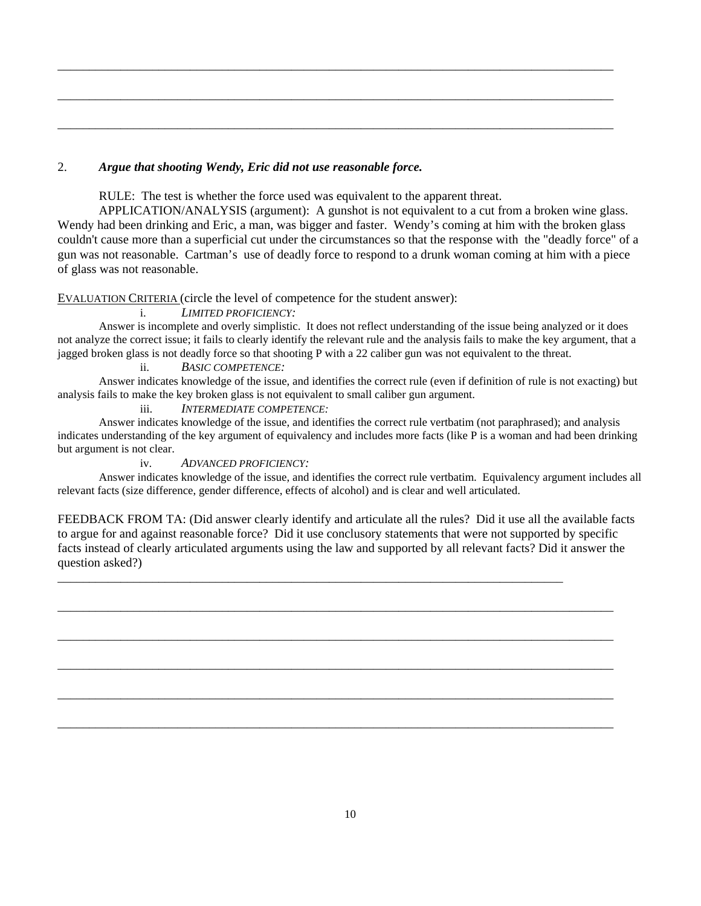\_\_\_\_\_\_\_\_\_\_\_\_\_\_\_\_\_\_\_\_\_\_\_\_\_\_\_\_\_\_\_\_\_\_\_\_\_\_\_\_\_\_\_\_\_\_\_\_\_\_\_\_\_\_\_\_\_\_\_\_\_\_\_\_\_\_\_\_\_\_\_\_\_\_\_\_\_\_

\_\_\_\_\_\_\_\_\_\_\_\_\_\_\_\_\_\_\_\_\_\_\_\_\_\_\_\_\_\_\_\_\_\_\_\_\_\_\_\_\_\_\_\_\_\_\_\_\_\_\_\_\_\_\_\_\_\_\_\_\_\_\_\_\_\_\_\_\_\_\_\_\_\_\_\_\_\_

\_\_\_\_\_\_\_\_\_\_\_\_\_\_\_\_\_\_\_\_\_\_\_\_\_\_\_\_\_\_\_\_\_\_\_\_\_\_\_\_\_\_\_\_\_\_\_\_\_\_\_\_\_\_\_\_\_\_\_\_\_\_\_\_\_\_\_\_\_\_\_\_\_\_\_\_\_\_

2. ***Argue that shooting Wendy, Eric did not use reasonable force.***

RULE: The test is whether the force used was equivalent to the apparent threat.

APPLICATION/ANALYSIS (argument): A gunshot is not equivalent to a cut from a broken wine glass. Wendy had been drinking and Eric, a man, was bigger and faster. Wendy's coming at him with the broken glass couldn't cause more than a superficial cut under the circumstances so that the response with the "deadly force" of a gun was not reasonable. Cartman's use of deadly force to respond to a drunk woman coming at him with a piece of glass was not reasonable.

EVALUATION CRITERIA (circle the level of competence for the student answer):

i. *LIMITED PROFICIENCY:*

Answer is incomplete and overly simplistic. It does not reflect understanding of the issue being analyzed or it does not analyze the correct issue; it fails to clearly identify the relevant rule and the analysis fails to make the key argument, that a jagged broken glass is not deadly force so that shooting P with a 22 caliber gun was not equivalent to the threat.

ii. *BASIC COMPETENCE:*

Answer indicates knowledge of the issue, and identifies the correct rule (even if definition of rule is not exacting) but analysis fails to make the key broken glass is not equivalent to small caliber gun argument.

iii. *INTERMEDIATE COMPETENCE:*

Answer indicates knowledge of the issue, and identifies the correct rule vertbatim (not paraphrased); and analysis indicates understanding of the key argument of equivalency and includes more facts (like P is a woman and had been drinking but argument is not clear.

iv. *ADVANCED PROFICIENCY:*

Answer indicates knowledge of the issue, and identifies the correct rule vertbatim. Equivalency argument includes all relevant facts (size difference, gender difference, effects of alcohol) and is clear and well articulated.

FEEDBACK FROM TA: (Did answer clearly identify and articulate all the rules? Did it use all the available facts to argue for and against reasonable force? Did it use conclusory statements that were not supported by specific facts instead of clearly articulated arguments using the law and supported by all relevant facts? Did it answer the question asked?)

\_\_\_\_\_\_\_\_\_\_\_\_\_\_\_\_\_\_\_\_\_\_\_\_\_\_\_\_\_\_\_\_\_\_\_\_\_\_\_\_\_\_\_\_\_\_\_\_\_\_\_\_\_\_\_\_\_\_\_\_\_\_\_\_\_\_\_\_\_\_\_\_\_\_\_

\_\_\_\_\_\_\_\_\_\_\_\_\_\_\_\_\_\_\_\_\_\_\_\_\_\_\_\_\_\_\_\_\_\_\_\_\_\_\_\_\_\_\_\_\_\_\_\_\_\_\_\_\_\_\_\_\_\_\_\_\_\_\_\_\_\_\_\_\_\_\_\_\_\_\_\_\_\_

\_\_\_\_\_\_\_\_\_\_\_\_\_\_\_\_\_\_\_\_\_\_\_\_\_\_\_\_\_\_\_\_\_\_\_\_\_\_\_\_\_\_\_\_\_\_\_\_\_\_\_\_\_\_\_\_\_\_\_\_\_\_\_\_\_\_\_\_\_\_\_\_\_\_\_\_\_\_

\_\_\_\_\_\_\_\_\_\_\_\_\_\_\_\_\_\_\_\_\_\_\_\_\_\_\_\_\_\_\_\_\_\_\_\_\_\_\_\_\_\_\_\_\_\_\_\_\_\_\_\_\_\_\_\_\_\_\_\_\_\_\_\_\_\_\_\_\_\_\_\_\_\_\_\_\_\_

\_\_\_\_\_\_\_\_\_\_\_\_\_\_\_\_\_\_\_\_\_\_\_\_\_\_\_\_\_\_\_\_\_\_\_\_\_\_\_\_\_\_\_\_\_\_\_\_\_\_\_\_\_\_\_\_\_\_\_\_\_\_\_\_\_\_\_\_\_\_\_\_\_\_\_\_\_\_

\_\_\_\_\_\_\_\_\_\_\_\_\_\_\_\_\_\_\_\_\_\_\_\_\_\_\_\_\_\_\_\_\_\_\_\_\_\_\_\_\_\_\_\_\_\_\_\_\_\_\_\_\_\_\_\_\_\_\_\_\_\_\_\_\_\_\_\_\_\_\_\_\_\_\_\_\_\_